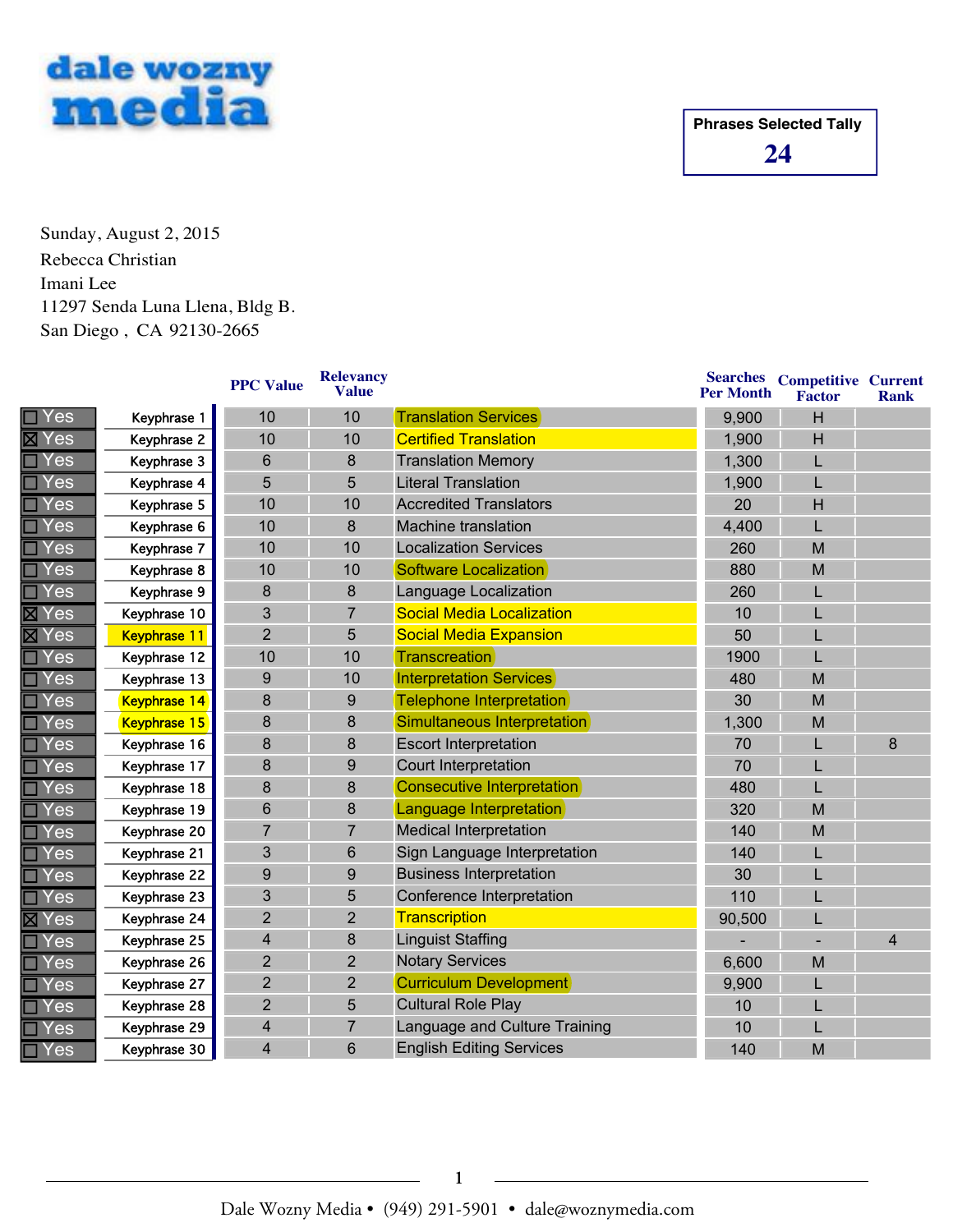dale wozny media

**Phrases Selected Tally**

**24**

Sunday, August 2, 2015

Rebecca Christian

Imani Lee

11297 Senda Luna Llena, Bldg B.

San Diego , CA 92130-2665

| | | PPC Value | Relevancy Value | | Searches Per Month | Competitive Factor | Current Rank |
|---|---|---|---|---|---|---|---|
| ☐ Yes | Keyphrase 1 | 10 | 10 | Translation Services | 9,900 | H | |
| ☒ Yes | Keyphrase 2 | 10 | 10 | Certified Translation | 1,900 | H | |
| ☐ Yes | Keyphrase 3 | 6 | 8 | Translation Memory | 1,300 | L | |
| ☐ Yes | Keyphrase 4 | 5 | 5 | Literal Translation | 1,900 | L | |
| ☐ Yes | Keyphrase 5 | 10 | 10 | Accredited Translators | 20 | H | |
| ☐ Yes | Keyphrase 6 | 10 | 8 | Machine translation | 4,400 | L | |
| ☐ Yes | Keyphrase 7 | 10 | 10 | Localization Services | 260 | M | |
| ☐ Yes | Keyphrase 8 | 10 | 10 | Software Localization | 880 | M | |
| ☐ Yes | Keyphrase 9 | 8 | 8 | Language Localization | 260 | L | |
| ☒ Yes | Keyphrase 10 | 3 | 7 | Social Media Localization | 10 | L | |
| ☒ Yes | Keyphrase 11 | 2 | 5 | Social Media Expansion | 50 | L | |
| ☐ Yes | Keyphrase 12 | 10 | 10 | Transcreation | 1900 | L | |
| ☐ Yes | Keyphrase 13 | 9 | 10 | Interpretation Services | 480 | M | |
| ☐ Yes | Keyphrase 14 | 8 | 9 | Telephone Interpretation | 30 | M | |
| ☐ Yes | Keyphrase 15 | 8 | 8 | Simultaneous Interpretation | 1,300 | M | |
| ☐ Yes | Keyphrase 16 | 8 | 8 | Escort Interpretation | 70 | L | 8 |
| ☐ Yes | Keyphrase 17 | 8 | 9 | Court Interpretation | 70 | L | |
| ☐ Yes | Keyphrase 18 | 8 | 8 | Consecutive Interpretation | 480 | L | |
| ☐ Yes | Keyphrase 19 | 6 | 8 | Language Interpretation | 320 | M | |
| ☐ Yes | Keyphrase 20 | 7 | 7 | Medical Interpretation | 140 | M | |
| ☐ Yes | Keyphrase 21 | 3 | 6 | Sign Language Interpretation | 140 | L | |
| ☐ Yes | Keyphrase 22 | 9 | 9 | Business Interpretation | 30 | L | |
| ☐ Yes | Keyphrase 23 | 3 | 5 | Conference Interpretation | 110 | L | |
| ☒ Yes | Keyphrase 24 | 2 | 2 | Transcription | 90,500 | L | |
| ☐ Yes | Keyphrase 25 | 4 | 8 | Linguist Staffing | - | - | 4 |
| ☐ Yes | Keyphrase 26 | 2 | 2 | Notary Services | 6,600 | M | |
| ☐ Yes | Keyphrase 27 | 2 | 2 | Curriculum Development | 9,900 | L | |
| ☐ Yes | Keyphrase 28 | 2 | 5 | Cultural Role Play | 10 | L | |
| ☐ Yes | Keyphrase 29 | 4 | 7 | Language and Culture Training | 10 | L | |
| ☐ Yes | Keyphrase 30 | 4 | 6 | English Editing Services | 140 | M | |

Dale Wozny Media • (949) 291-5901 • dale@woznymedia.com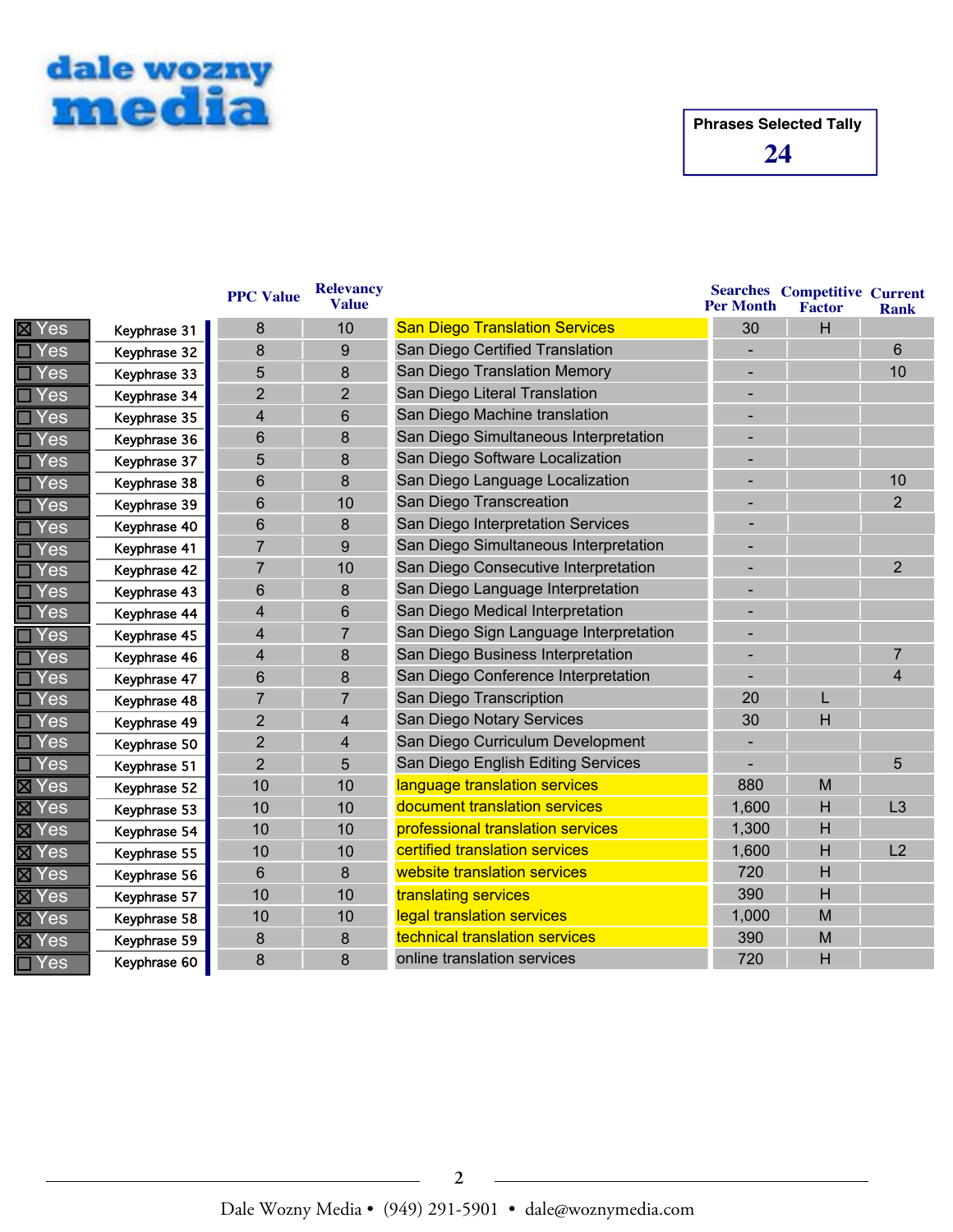dale wozny media

**Phrases Selected Tally**

**24**

| Selected | Keyphrase | PPC Value | Relevancy Value | Phrase | Searches Per Month | Competitive Factor | Current Rank |
|---|---|---|---|---|---|---|---|
| ☒ Yes | Keyphrase 31 | 8 | 10 | San Diego Translation Services | 30 | H | |
| ☐ Yes | Keyphrase 32 | 8 | 9 | San Diego Certified Translation | - | | 6 |
| ☐ Yes | Keyphrase 33 | 5 | 8 | San Diego Translation Memory | - | | 10 |
| ☐ Yes | Keyphrase 34 | 2 | 2 | San Diego Literal Translation | - | | |
| ☐ Yes | Keyphrase 35 | 4 | 6 | San Diego Machine translation | - | | |
| ☐ Yes | Keyphrase 36 | 6 | 8 | San Diego Simultaneous Interpretation | - | | |
| ☐ Yes | Keyphrase 37 | 5 | 8 | San Diego Software Localization | - | | |
| ☐ Yes | Keyphrase 38 | 6 | 8 | San Diego Language Localization | - | | 10 |
| ☐ Yes | Keyphrase 39 | 6 | 10 | San Diego Transcreation | - | | 2 |
| ☐ Yes | Keyphrase 40 | 6 | 8 | San Diego Interpretation Services | - | | |
| ☐ Yes | Keyphrase 41 | 7 | 9 | San Diego Simultaneous Interpretation | - | | |
| ☐ Yes | Keyphrase 42 | 7 | 10 | San Diego Consecutive Interpretation | - | | 2 |
| ☐ Yes | Keyphrase 43 | 6 | 8 | San Diego Language Interpretation | - | | |
| ☐ Yes | Keyphrase 44 | 4 | 6 | San Diego Medical Interpretation | - | | |
| ☐ Yes | Keyphrase 45 | 4 | 7 | San Diego Sign Language Interpretation | - | | |
| ☐ Yes | Keyphrase 46 | 4 | 8 | San Diego Business Interpretation | - | | 7 |
| ☐ Yes | Keyphrase 47 | 6 | 8 | San Diego Conference Interpretation | - | | 4 |
| ☐ Yes | Keyphrase 48 | 7 | 7 | San Diego Transcription | 20 | L | |
| ☐ Yes | Keyphrase 49 | 2 | 4 | San Diego Notary Services | 30 | H | |
| ☐ Yes | Keyphrase 50 | 2 | 4 | San Diego Curriculum Development | - | | |
| ☐ Yes | Keyphrase 51 | 2 | 5 | San Diego English Editing Services | - | | 5 |
| ☒ Yes | Keyphrase 52 | 10 | 10 | language translation services | 880 | M | |
| ☒ Yes | Keyphrase 53 | 10 | 10 | document translation services | 1,600 | H | L3 |
| ☒ Yes | Keyphrase 54 | 10 | 10 | professional translation services | 1,300 | H | |
| ☒ Yes | Keyphrase 55 | 10 | 10 | certified translation services | 1,600 | H | L2 |
| ☒ Yes | Keyphrase 56 | 6 | 8 | website translation services | 720 | H | |
| ☒ Yes | Keyphrase 57 | 10 | 10 | translating services | 390 | H | |
| ☒ Yes | Keyphrase 58 | 10 | 10 | legal translation services | 1,000 | M | |
| ☒ Yes | Keyphrase 59 | 8 | 8 | technical translation services | 390 | M | |
| ☐ Yes | Keyphrase 60 | 8 | 8 | online translation services | 720 | H | |

Dale Wozny Media • (949) 291-5901 • dale@woznymedia.com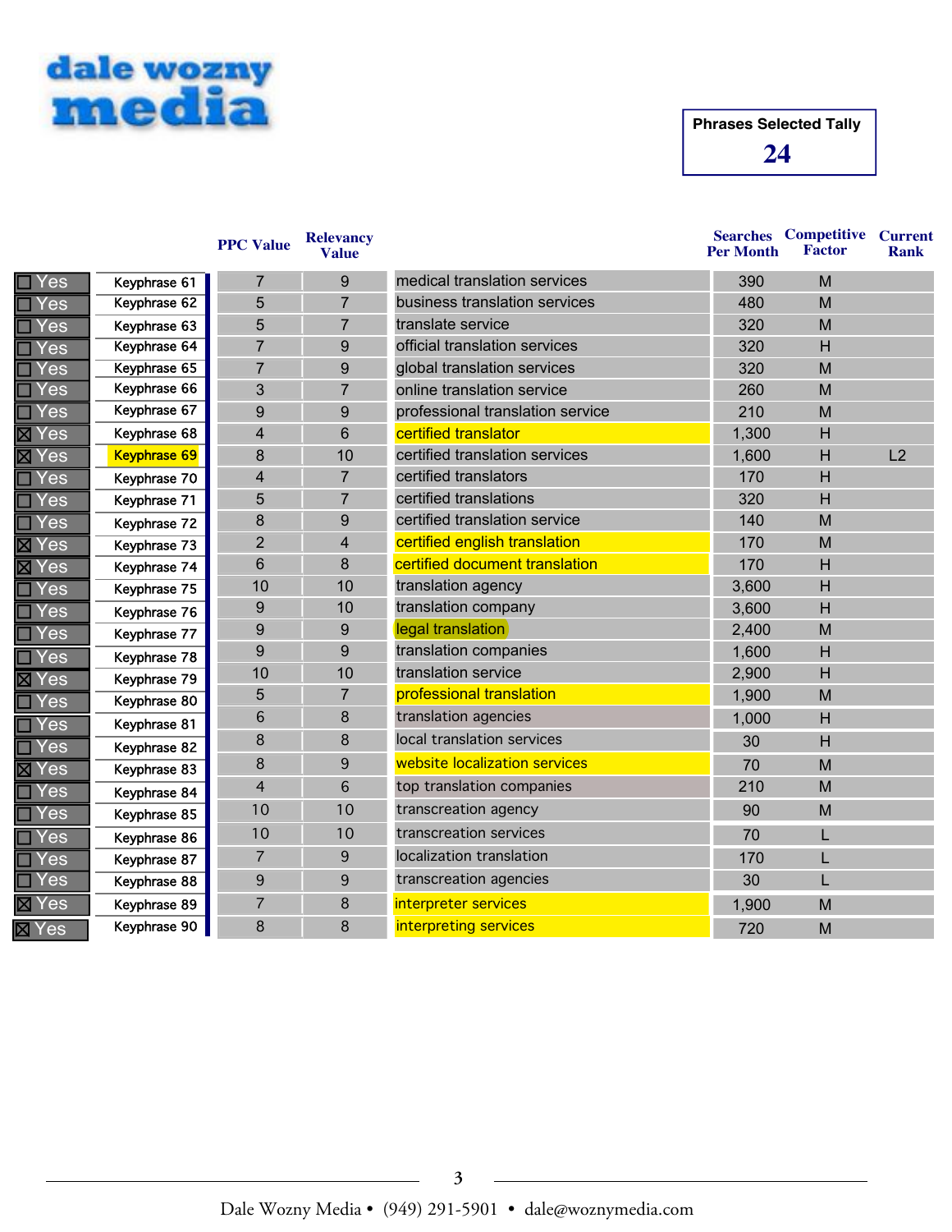# dale wozny media

**Phrases Selected Tally**

**24**

| | | PPC Value | Relevancy Value | | Searches Per Month | Competitive Factor | Current Rank |
|---|---|---|---|---|---|---|---|
| ☐ Yes | Keyphrase 61 | 7 | 9 | medical translation services | 390 | M | |
| ☐ Yes | Keyphrase 62 | 5 | 7 | business translation services | 480 | M | |
| ☐ Yes | Keyphrase 63 | 5 | 7 | translate service | 320 | M | |
| ☐ Yes | Keyphrase 64 | 7 | 9 | official translation services | 320 | H | |
| ☐ Yes | Keyphrase 65 | 7 | 9 | global translation services | 320 | M | |
| ☐ Yes | Keyphrase 66 | 3 | 7 | online translation service | 260 | M | |
| ☐ Yes | Keyphrase 67 | 9 | 9 | professional translation service | 210 | M | |
| ☒ Yes | Keyphrase 68 | 4 | 6 | certified translator | 1,300 | H | |
| ☒ Yes | Keyphrase 69 | 8 | 10 | certified translation services | 1,600 | H | L2 |
| ☐ Yes | Keyphrase 70 | 4 | 7 | certified translators | 170 | H | |
| ☐ Yes | Keyphrase 71 | 5 | 7 | certified translations | 320 | H | |
| ☐ Yes | Keyphrase 72 | 8 | 9 | certified translation service | 140 | M | |
| ☒ Yes | Keyphrase 73 | 2 | 4 | certified english translation | 170 | M | |
| ☒ Yes | Keyphrase 74 | 6 | 8 | certified document translation | 170 | H | |
| ☐ Yes | Keyphrase 75 | 10 | 10 | translation agency | 3,600 | H | |
| ☐ Yes | Keyphrase 76 | 9 | 10 | translation company | 3,600 | H | |
| ☐ Yes | Keyphrase 77 | 9 | 9 | legal translation | 2,400 | M | |
| ☐ Yes | Keyphrase 78 | 9 | 9 | translation companies | 1,600 | H | |
| ☒ Yes | Keyphrase 79 | 10 | 10 | translation service | 2,900 | H | |
| ☐ Yes | Keyphrase 80 | 5 | 7 | professional translation | 1,900 | M | |
| ☐ Yes | Keyphrase 81 | 6 | 8 | translation agencies | 1,000 | H | |
| ☐ Yes | Keyphrase 82 | 8 | 8 | local translation services | 30 | H | |
| ☒ Yes | Keyphrase 83 | 8 | 9 | website localization services | 70 | M | |
| ☐ Yes | Keyphrase 84 | 4 | 6 | top translation companies | 210 | M | |
| ☐ Yes | Keyphrase 85 | 10 | 10 | transcreation agency | 90 | M | |
| ☐ Yes | Keyphrase 86 | 10 | 10 | transcreation services | 70 | L | |
| ☐ Yes | Keyphrase 87 | 7 | 9 | localization translation | 170 | L | |
| ☐ Yes | Keyphrase 88 | 9 | 9 | transcreation agencies | 30 | L | |
| ☒ Yes | Keyphrase 89 | 7 | 8 | interpreter services | 1,900 | M | |
| ☒ Yes | Keyphrase 90 | 8 | 8 | interpreting services | 720 | M | |

Dale Wozny Media • (949) 291-5901 • dale@woznymedia.com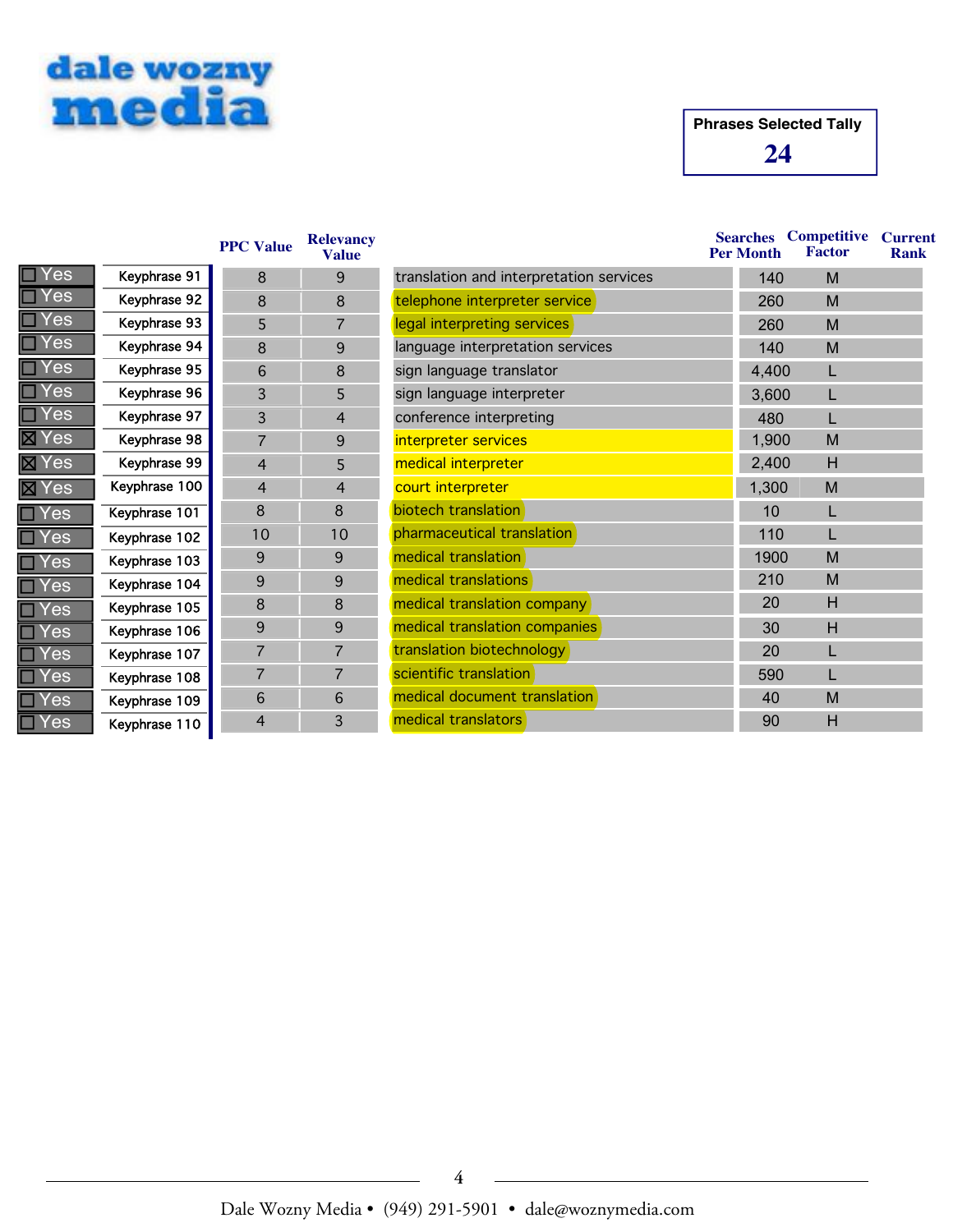**dale wozny media**

| Phrases Selected Tally |
|---|
| **24** |

| | | PPC Value | Relevancy Value | | Searches Per Month | Competitive Factor | Current Rank |
|---|---|---|---|---|---|---|---|
| ☐ Yes | Keyphrase 91 | 8 | 9 | translation and interpretation services | 140 | M | |
| ☐ Yes | Keyphrase 92 | 8 | 8 | telephone interpreter service | 260 | M | |
| ☐ Yes | Keyphrase 93 | 5 | 7 | legal interpreting services | 260 | M | |
| ☐ Yes | Keyphrase 94 | 8 | 9 | language interpretation services | 140 | M | |
| ☐ Yes | Keyphrase 95 | 6 | 8 | sign language translator | 4,400 | L | |
| ☐ Yes | Keyphrase 96 | 3 | 5 | sign language interpreter | 3,600 | L | |
| ☐ Yes | Keyphrase 97 | 3 | 4 | conference interpreting | 480 | L | |
| ☒ Yes | Keyphrase 98 | 7 | 9 | interpreter services | 1,900 | M | |
| ☒ Yes | Keyphrase 99 | 4 | 5 | medical interpreter | 2,400 | H | |
| ☒ Yes | Keyphrase 100 | 4 | 4 | court interpreter | 1,300 | M | |
| ☐ Yes | Keyphrase 101 | 8 | 8 | biotech translation | 10 | L | |
| ☐ Yes | Keyphrase 102 | 10 | 10 | pharmaceutical translation | 110 | L | |
| ☐ Yes | Keyphrase 103 | 9 | 9 | medical translation | 1900 | M | |
| ☐ Yes | Keyphrase 104 | 9 | 9 | medical translations | 210 | M | |
| ☐ Yes | Keyphrase 105 | 8 | 8 | medical translation company | 20 | H | |
| ☐ Yes | Keyphrase 106 | 9 | 9 | medical translation companies | 30 | H | |
| ☐ Yes | Keyphrase 107 | 7 | 7 | translation biotechnology | 20 | L | |
| ☐ Yes | Keyphrase 108 | 7 | 7 | scientific translation | 590 | L | |
| ☐ Yes | Keyphrase 109 | 6 | 6 | medical document translation | 40 | M | |
| ☐ Yes | Keyphrase 110 | 4 | 3 | medical translators | 90 | H | |

Dale Wozny Media • (949) 291-5901 • dale@woznymedia.com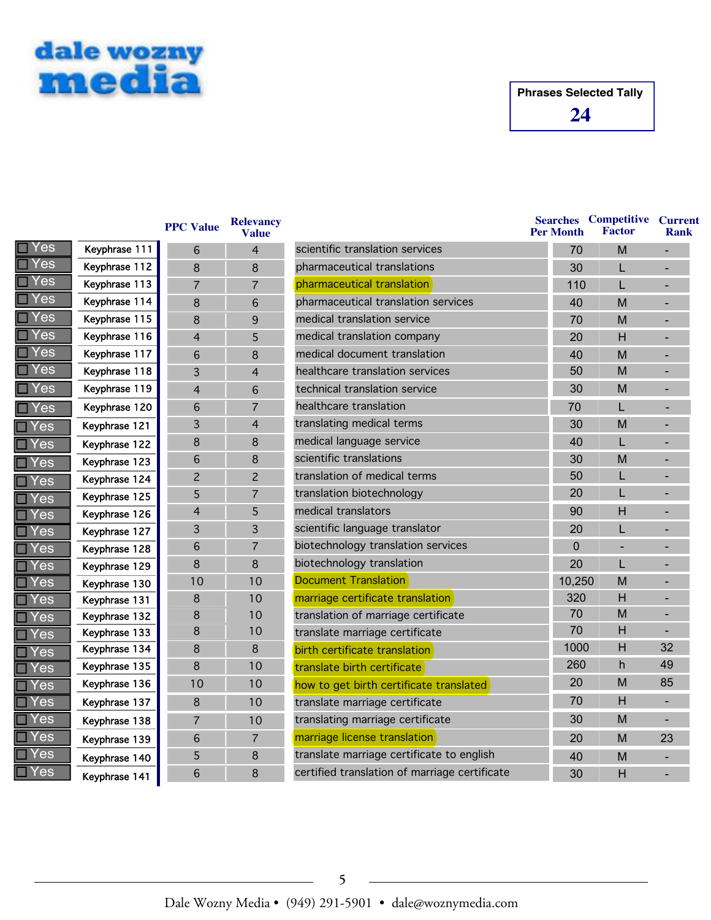dale wozny media

**Phrases Selected Tally**

**24**

| | | PPC Value | Relevancy Value | | Searches Per Month | Competitive Factor | Current Rank |
|---|---|---|---|---|---|---|---|
| Yes | Keyphrase 111 | 6 | 4 | scientific translation services | 70 | M | - |
| Yes | Keyphrase 112 | 8 | 8 | pharmaceutical translations | 30 | L | - |
| Yes | Keyphrase 113 | 7 | 7 | pharmaceutical translation | 110 | L | - |
| Yes | Keyphrase 114 | 8 | 6 | pharmaceutical translation services | 40 | M | - |
| Yes | Keyphrase 115 | 8 | 9 | medical translation service | 70 | M | - |
| Yes | Keyphrase 116 | 4 | 5 | medical translation company | 20 | H | - |
| Yes | Keyphrase 117 | 6 | 8 | medical document translation | 40 | M | - |
| Yes | Keyphrase 118 | 3 | 4 | healthcare translation services | 50 | M | - |
| Yes | Keyphrase 119 | 4 | 6 | technical translation service | 30 | M | - |
| Yes | Keyphrase 120 | 6 | 7 | healthcare translation | 70 | L | - |
| Yes | Keyphrase 121 | 3 | 4 | translating medical terms | 30 | M | - |
| Yes | Keyphrase 122 | 8 | 8 | medical language service | 40 | L | - |
| Yes | Keyphrase 123 | 6 | 8 | scientific translations | 30 | M | - |
| Yes | Keyphrase 124 | 2 | 2 | translation of medical terms | 50 | L | - |
| Yes | Keyphrase 125 | 5 | 7 | translation biotechnology | 20 | L | - |
| Yes | Keyphrase 126 | 4 | 5 | medical translators | 90 | H | - |
| Yes | Keyphrase 127 | 3 | 3 | scientific language translator | 20 | L | - |
| Yes | Keyphrase 128 | 6 | 7 | biotechnology translation services | 0 | - | - |
| Yes | Keyphrase 129 | 8 | 8 | biotechnology translation | 20 | L | - |
| Yes | Keyphrase 130 | 10 | 10 | Document Translation | 10,250 | M | - |
| Yes | Keyphrase 131 | 8 | 10 | marriage certificate translation | 320 | H | - |
| Yes | Keyphrase 132 | 8 | 10 | translation of marriage certificate | 70 | M | - |
| Yes | Keyphrase 133 | 8 | 10 | translate marriage certificate | 70 | H | - |
| Yes | Keyphrase 134 | 8 | 8 | birth certificate translation | 1000 | H | 32 |
| Yes | Keyphrase 135 | 8 | 10 | translate birth certificate | 260 | h | 49 |
| Yes | Keyphrase 136 | 10 | 10 | how to get birth certificate translated | 20 | M | 85 |
| Yes | Keyphrase 137 | 8 | 10 | translate marriage certificate | 70 | H | - |
| Yes | Keyphrase 138 | 7 | 10 | translating marriage certificate | 30 | M | - |
| Yes | Keyphrase 139 | 6 | 7 | marriage license translation | 20 | M | 23 |
| Yes | Keyphrase 140 | 5 | 8 | translate marriage certificate to english | 40 | M | - |
| Yes | Keyphrase 141 | 6 | 8 | certified translation of marriage certificate | 30 | H | - |

Dale Wozny Media • (949) 291-5901 • dale@woznymedia.com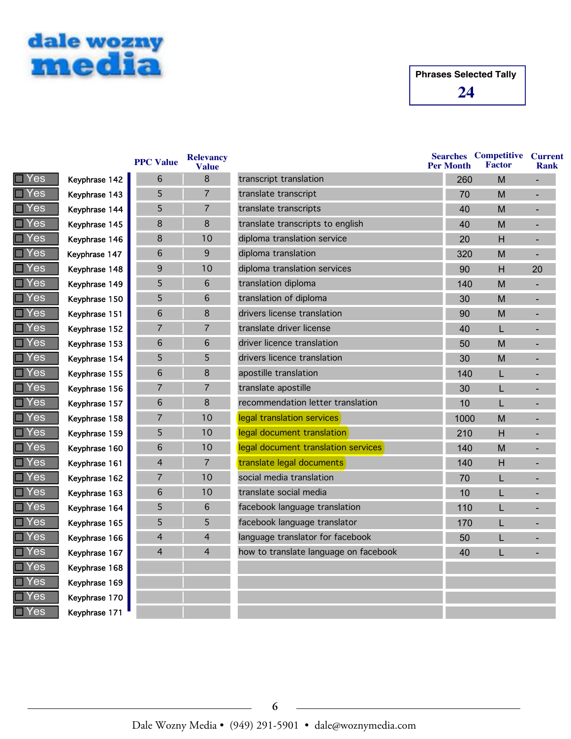dale wozny media

**Phrases Selected Tally**
**24**

| | | PPC Value | Relevancy Value | | Searches Per Month | Competitive Factor | Current Rank |
|---|---|---|---|---|---|---|---|
| Yes | Keyphrase 142 | 6 | 8 | transcript translation | 260 | M | - |
| Yes | Keyphrase 143 | 5 | 7 | translate transcript | 70 | M | - |
| Yes | Keyphrase 144 | 5 | 7 | translate transcripts | 40 | M | - |
| Yes | Keyphrase 145 | 8 | 8 | translate transcripts to english | 40 | M | - |
| Yes | Keyphrase 146 | 8 | 10 | diploma translation service | 20 | H | - |
| Yes | Keyphrase 147 | 6 | 9 | diploma translation | 320 | M | - |
| Yes | Keyphrase 148 | 9 | 10 | diploma translation services | 90 | H | 20 |
| Yes | Keyphrase 149 | 5 | 6 | translation diploma | 140 | M | - |
| Yes | Keyphrase 150 | 5 | 6 | translation of diploma | 30 | M | - |
| Yes | Keyphrase 151 | 6 | 8 | drivers license translation | 90 | M | - |
| Yes | Keyphrase 152 | 7 | 7 | translate driver license | 40 | L | - |
| Yes | Keyphrase 153 | 6 | 6 | driver licence translation | 50 | M | - |
| Yes | Keyphrase 154 | 5 | 5 | drivers licence translation | 30 | M | - |
| Yes | Keyphrase 155 | 6 | 8 | apostille translation | 140 | L | - |
| Yes | Keyphrase 156 | 7 | 7 | translate apostille | 30 | L | - |
| Yes | Keyphrase 157 | 6 | 8 | recommendation letter translation | 10 | L | - |
| Yes | Keyphrase 158 | 7 | 10 | legal translation services | 1000 | M | - |
| Yes | Keyphrase 159 | 5 | 10 | legal document translation | 210 | H | - |
| Yes | Keyphrase 160 | 6 | 10 | legal document translation services | 140 | M | - |
| Yes | Keyphrase 161 | 4 | 7 | translate legal documents | 140 | H | - |
| Yes | Keyphrase 162 | 7 | 10 | social media translation | 70 | L | - |
| Yes | Keyphrase 163 | 6 | 10 | translate social media | 10 | L | - |
| Yes | Keyphrase 164 | 5 | 6 | facebook language translation | 110 | L | - |
| Yes | Keyphrase 165 | 5 | 5 | facebook language translator | 170 | L | - |
| Yes | Keyphrase 166 | 4 | 4 | language translator for facebook | 50 | L | - |
| Yes | Keyphrase 167 | 4 | 4 | how to translate language on facebook | 40 | L | - |
| Yes | Keyphrase 168 | | | | | | |
| Yes | Keyphrase 169 | | | | | | |
| Yes | Keyphrase 170 | | | | | | |
| Yes | Keyphrase 171 | | | | | | |

Dale Wozny Media • (949) 291-5901 • dale@woznymedia.com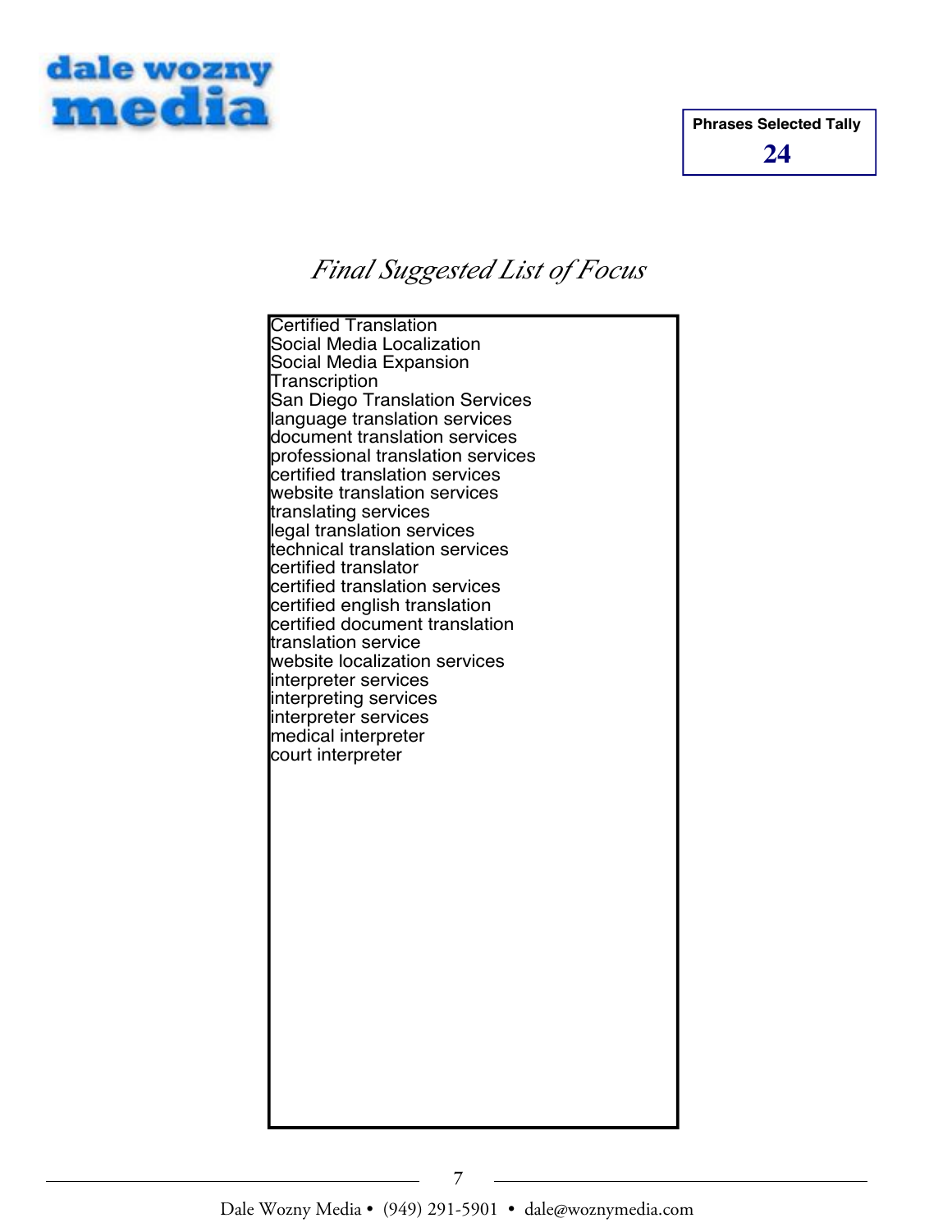**dale wozny media**

**Phrases Selected Tally**

**24**

## *Final Suggested List of Focus*

Certified Translation
Social Media Localization
Social Media Expansion
Transcription
San Diego Translation Services
language translation services
document translation services
professional translation services
certified translation services
website translation services
translating services
legal translation services
technical translation services
certified translator
certified translation services
certified english translation
certified document translation
translation service
website localization services
interpreter services
interpreting services
interpreter services
medical interpreter
court interpreter

Dale Wozny Media • (949) 291-5901 • dale@woznymedia.com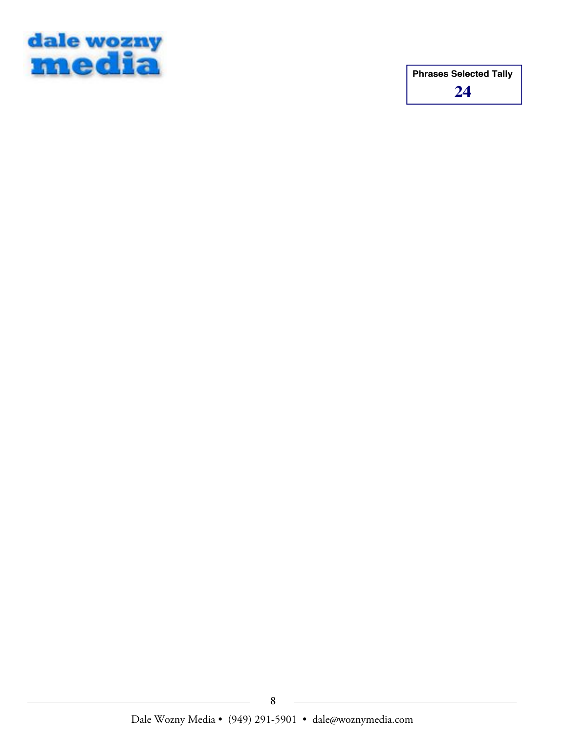**Phrases Selected Tally**

**24**